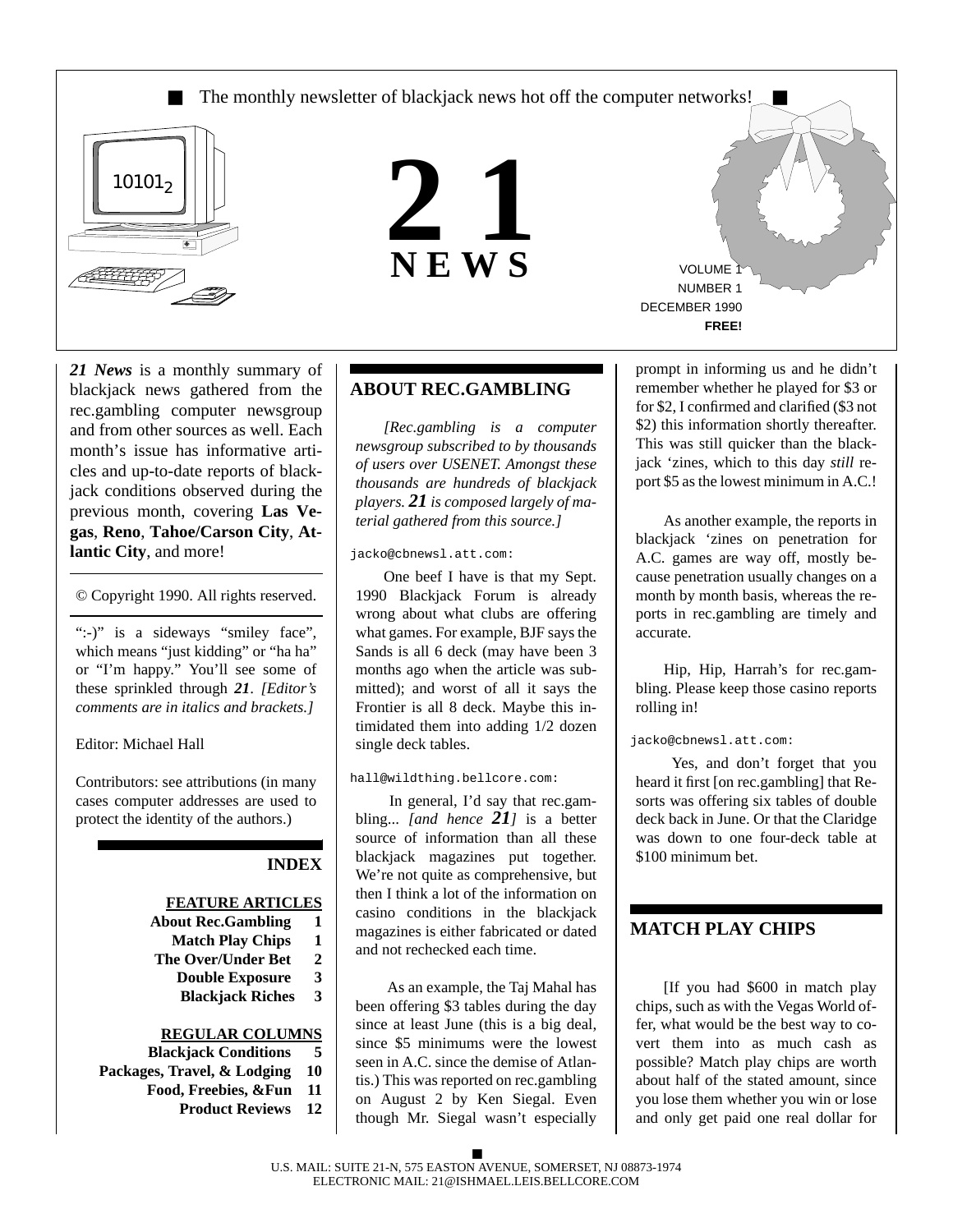■ The monthly newsletter of blackjack news hot off the computer networks! ■

$10101_2$

# 21 NEWS

VOLUME 1
NUMBER 1
DECEMBER 1990
**FREE!**

***21 News*** is a monthly summary of blackjack news gathered from the rec.gambling computer newsgroup and from other sources as well. Each month's issue has informative articles and up-to-date reports of blackjack conditions observed during the previous month, covering **Las Vegas**, **Reno**, **Tahoe/Carson City**, **Atlantic City**, and more!

© Copyright 1990. All rights reserved.

":-)" is a sideways "smiley face", which means "just kidding" or "ha ha" or "I'm happy." You'll see some of these sprinkled through ***21***. *[Editor's comments are in italics and brackets.]*

Editor: Michael Hall

Contributors: see attributions (in many cases computer addresses are used to protect the identity of the authors.)

## INDEX

**FEATURE ARTICLES**

| | |
|---|---|
| **About Rec.Gambling** | **1** |
| **Match Play Chips** | **1** |
| **The Over/Under Bet** | **2** |
| **Double Exposure** | **3** |
| **Blackjack Riches** | **3** |

**REGULAR COLUMNS**

| | |
|---|---|
| **Blackjack Conditions** | **5** |
| **Packages, Travel, & Lodging** | **10** |
| **Food, Freebies, &Fun** | **11** |
| **Product Reviews** | **12** |

## ABOUT REC.GAMBLING

*[Rec.gambling is a computer newsgroup subscribed to by thousands of users over USENET. Amongst these thousands are hundreds of blackjack players.* ***21*** *is composed largely of material gathered from this source.]*

`jacko@cbnewsl.att.com:`

One beef I have is that my Sept. 1990 Blackjack Forum is already wrong about what clubs are offering what games. For example, BJF says the Sands is all 6 deck (may have been 3 months ago when the article was submitted); and worst of all it says the Frontier is all 8 deck. Maybe this intimidated them into adding 1/2 dozen single deck tables.

`hall@wildthing.bellcore.com:`

In general, I'd say that rec.gambling... *[and hence* ***21****]* is a better source of information than all these blackjack magazines put together. We're not quite as comprehensive, but then I think a lot of the information on casino conditions in the blackjack magazines is either fabricated or dated and not rechecked each time.

As an example, the Taj Mahal has been offering $3 tables during the day since at least June (this is a big deal, since $5 minimums were the lowest seen in A.C. since the demise of Atlantis.) This was reported on rec.gambling on August 2 by Ken Siegal. Even though Mr. Siegal wasn't especially prompt in informing us and he didn't remember whether he played for $3 or for $2, I confirmed and clarified ($3 not $2) this information shortly thereafter. This was still quicker than the blackjack 'zines, which to this day *still* report $5 as the lowest minimum in A.C.!

As another example, the reports in blackjack 'zines on penetration for A.C. games are way off, mostly because penetration usually changes on a month by month basis, whereas the reports in rec.gambling are timely and accurate.

Hip, Hip, Harrah's for rec.gambling. Please keep those casino reports rolling in!

`jacko@cbnewsl.att.com:`

Yes, and don't forget that you heard it first [on rec.gambling] that Resorts was offering six tables of double deck back in June. Or that the Claridge was down to one four-deck table at $100 minimum bet.

## MATCH PLAY CHIPS

[If you had $600 in match play chips, such as with the Vegas World offer, what would be the best way to covert them into as much cash as possible? Match play chips are worth about half of the stated amount, since you lose them whether you win or lose and only get paid one real dollar for

U.S. MAIL: SUITE 21-N, 575 EASTON AVENUE, SOMERSET, NJ 08873-1974
ELECTRONIC MAIL: 21@ISHMAEL.LEIS.BELLCORE.COM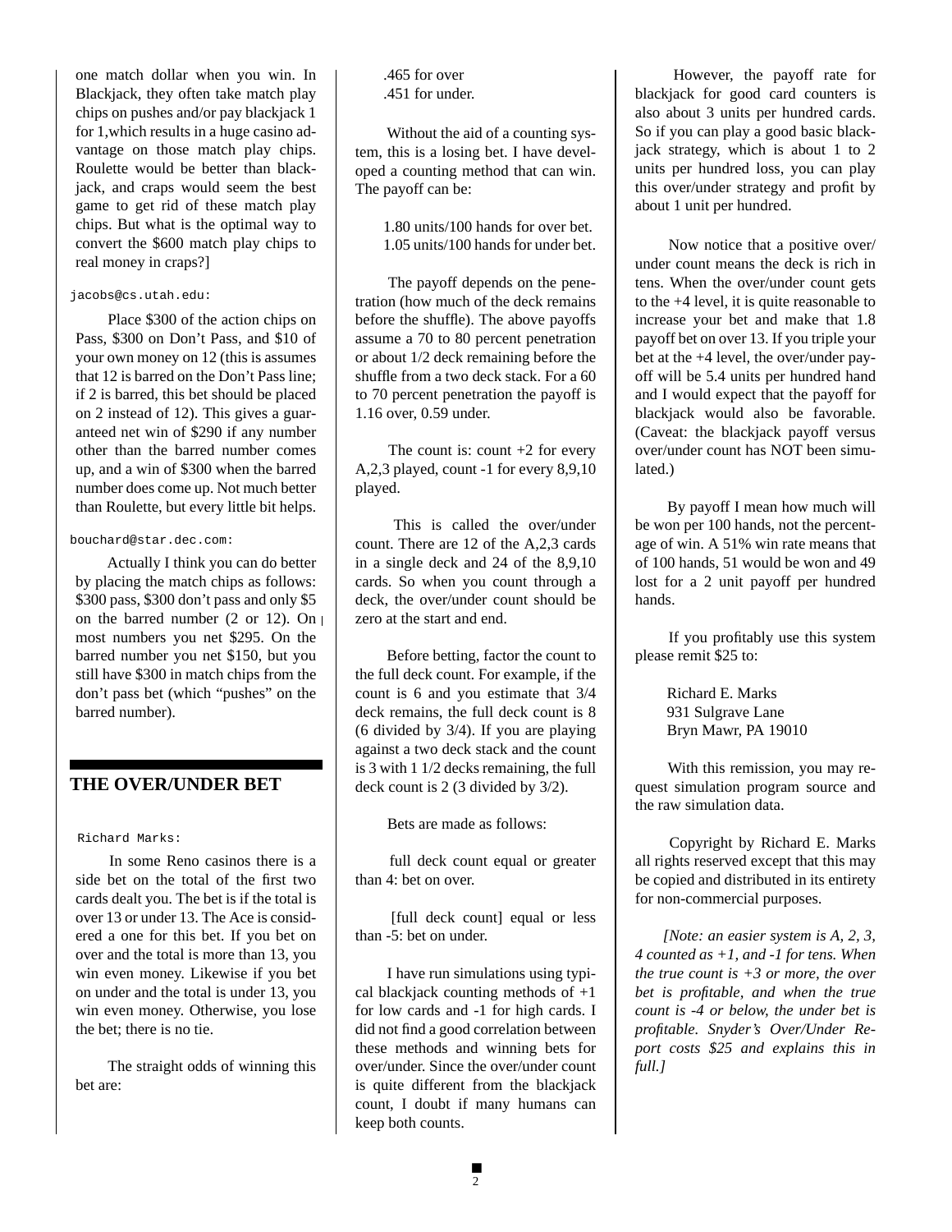one match dollar when you win. In Blackjack, they often take match play chips on pushes and/or pay blackjack 1 for 1,which results in a huge casino advantage on those match play chips. Roulette would be better than blackjack, and craps would seem the best game to get rid of these match play chips. But what is the optimal way to convert the $600 match play chips to real money in craps?]

`jacobs@cs.utah.edu:`

Place $300 of the action chips on Pass, $300 on Don't Pass, and $10 of your own money on 12 (this is assumes that 12 is barred on the Don't Pass line; if 2 is barred, this bet should be placed on 2 instead of 12). This gives a guaranteed net win of $290 if any number other than the barred number comes up, and a win of $300 when the barred number does come up. Not much better than Roulette, but every little bit helps.

`bouchard@star.dec.com:`

Actually I think you can do better by placing the match chips as follows: $300 pass, $300 don't pass and only $5 on the barred number (2 or 12). On most numbers you net $295. On the barred number you net $150, but you still have $300 in match chips from the don't pass bet (which "pushes" on the barred number).

## THE OVER/UNDER BET

`Richard Marks:`

In some Reno casinos there is a side bet on the total of the first two cards dealt you. The bet is if the total is over 13 or under 13. The Ace is considered a one for this bet. If you bet on over and the total is more than 13, you win even money. Likewise if you bet on under and the total is under 13, you win even money. Otherwise, you lose the bet; there is no tie.

The straight odds of winning this bet are:

.465 for over
.451 for under.

Without the aid of a counting system, this is a losing bet. I have developed a counting method that can win. The payoff can be:

1.80 units/100 hands for over bet.
1.05 units/100 hands for under bet.

The payoff depends on the penetration (how much of the deck remains before the shuffle). The above payoffs assume a 70 to 80 percent penetration or about 1/2 deck remaining before the shuffle from a two deck stack. For a 60 to 70 percent penetration the payoff is 1.16 over, 0.59 under.

The count is: count +2 for every A,2,3 played, count -1 for every 8,9,10 played.

This is called the over/under count. There are 12 of the A,2,3 cards in a single deck and 24 of the 8,9,10 cards. So when you count through a deck, the over/under count should be zero at the start and end.

Before betting, factor the count to the full deck count. For example, if the count is 6 and you estimate that 3/4 deck remains, the full deck count is 8 (6 divided by 3/4). If you are playing against a two deck stack and the count is 3 with 1 1/2 decks remaining, the full deck count is 2 (3 divided by 3/2).

Bets are made as follows:

full deck count equal or greater than 4: bet on over.

[full deck count] equal or less than -5: bet on under.

I have run simulations using typical blackjack counting methods of +1 for low cards and -1 for high cards. I did not find a good correlation between these methods and winning bets for over/under. Since the over/under count is quite different from the blackjack count, I doubt if many humans can keep both counts.

However, the payoff rate for blackjack for good card counters is also about 3 units per hundred cards. So if you can play a good basic blackjack strategy, which is about 1 to 2 units per hundred loss, you can play this over/under strategy and profit by about 1 unit per hundred.

Now notice that a positive over/under count means the deck is rich in tens. When the over/under count gets to the +4 level, it is quite reasonable to increase your bet and make that 1.8 payoff bet on over 13. If you triple your bet at the +4 level, the over/under payoff will be 5.4 units per hundred hand and I would expect that the payoff for blackjack would also be favorable. (Caveat: the blackjack payoff versus over/under count has NOT been simulated.)

By payoff I mean how much will be won per 100 hands, not the percentage of win. A 51% win rate means that of 100 hands, 51 would be won and 49 lost for a 2 unit payoff per hundred hands.

If you profitably use this system please remit $25 to:

Richard E. Marks
931 Sulgrave Lane
Bryn Mawr, PA 19010

With this remission, you may request simulation program source and the raw simulation data.

Copyright by Richard E. Marks all rights reserved except that this may be copied and distributed in its entirety for non-commercial purposes.

*[Note: an easier system is A, 2, 3, 4 counted as +1, and -1 for tens. When the true count is +3 or more, the over bet is profitable, and when the true count is -4 or below, the under bet is profitable. Snyder's Over/Under Report costs $25 and explains this in full.]*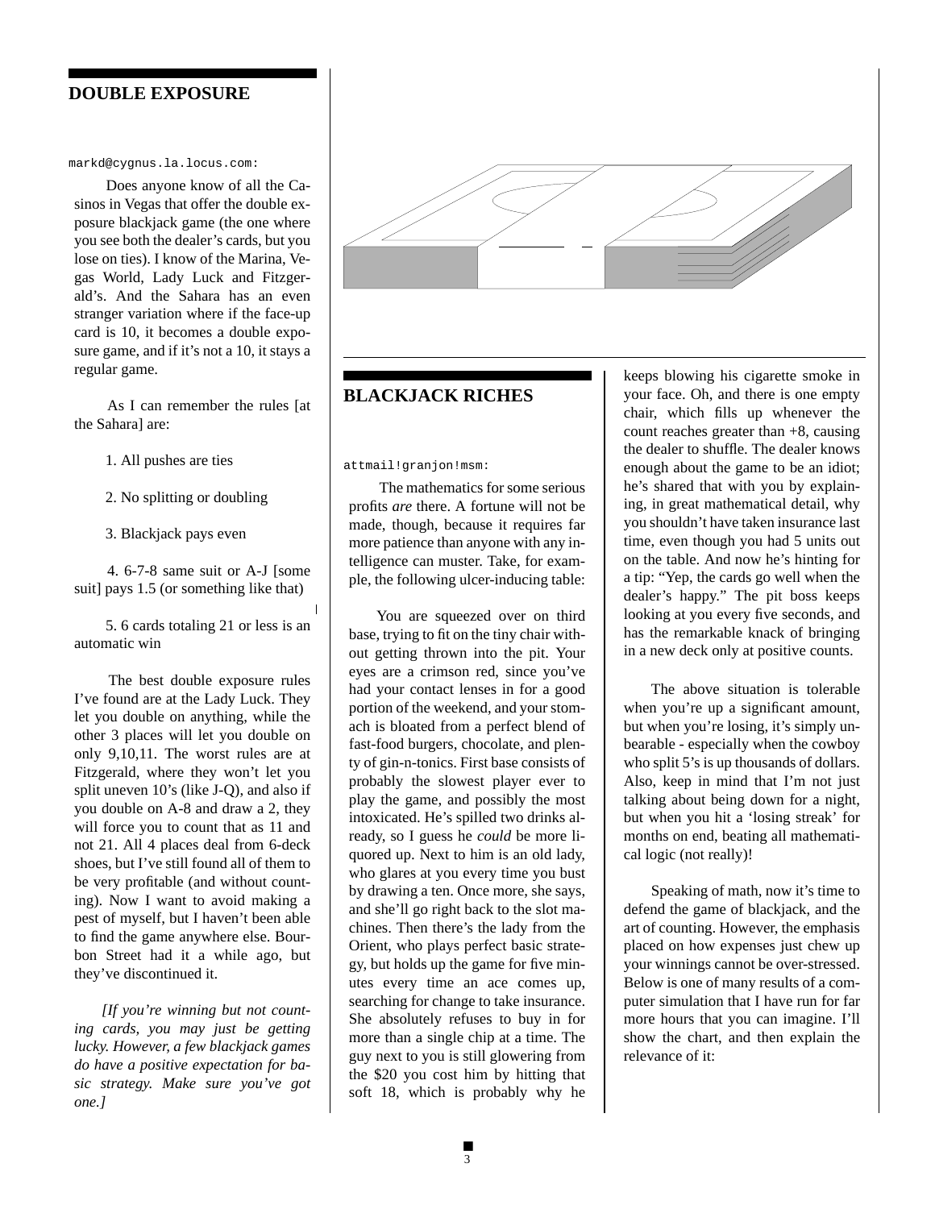## DOUBLE EXPOSURE

markd@cygnus.la.locus.com:

Does anyone know of all the Casinos in Vegas that offer the double exposure blackjack game (the one where you see both the dealer's cards, but you lose on ties). I know of the Marina, Vegas World, Lady Luck and Fitzgerald's. And the Sahara has an even stranger variation where if the face-up card is 10, it becomes a double exposure game, and if it's not a 10, it stays a regular game.

As I can remember the rules [at the Sahara] are:

1. All pushes are ties

2. No splitting or doubling

3. Blackjack pays even

4. 6-7-8 same suit or A-J [some suit] pays 1.5 (or something like that)

5. 6 cards totaling 21 or less is an automatic win

The best double exposure rules I've found are at the Lady Luck. They let you double on anything, while the other 3 places will let you double on only 9,10,11. The worst rules are at Fitzgerald, where they won't let you split uneven 10's (like J-Q), and also if you double on A-8 and draw a 2, they will force you to count that as 11 and not 21. All 4 places deal from 6-deck shoes, but I've still found all of them to be very profitable (and without counting). Now I want to avoid making a pest of myself, but I haven't been able to find the game anywhere else. Bourbon Street had it a while ago, but they've discontinued it.

*[If you're winning but not counting cards, you may just be getting lucky. However, a few blackjack games do have a positive expectation for basic strategy. Make sure you've got one.]*

## BLACKJACK RICHES

attmail!granjon!msm:

The mathematics for some serious profits *are* there. A fortune will not be made, though, because it requires far more patience than anyone with any intelligence can muster. Take, for example, the following ulcer-inducing table:

You are squeezed over on third base, trying to fit on the tiny chair without getting thrown into the pit. Your eyes are a crimson red, since you've had your contact lenses in for a good portion of the weekend, and your stomach is bloated from a perfect blend of fast-food burgers, chocolate, and plenty of gin-n-tonics. First base consists of probably the slowest player ever to play the game, and possibly the most intoxicated. He's spilled two drinks already, so I guess he *could* be more liquored up. Next to him is an old lady, who glares at you every time you bust by drawing a ten. Once more, she says, and she'll go right back to the slot machines. Then there's the lady from the Orient, who plays perfect basic strategy, but holds up the game for five minutes every time an ace comes up, searching for change to take insurance. She absolutely refuses to buy in for more than a single chip at a time. The guy next to you is still glowering from the $20 you cost him by hitting that soft 18, which is probably why he keeps blowing his cigarette smoke in your face. Oh, and there is one empty chair, which fills up whenever the count reaches greater than +8, causing the dealer to shuffle. The dealer knows enough about the game to be an idiot; he's shared that with you by explaining, in great mathematical detail, why you shouldn't have taken insurance last time, even though you had 5 units out on the table. And now he's hinting for a tip: "Yep, the cards go well when the dealer's happy." The pit boss keeps looking at you every five seconds, and has the remarkable knack of bringing in a new deck only at positive counts.

The above situation is tolerable when you're up a significant amount, but when you're losing, it's simply unbearable - especially when the cowboy who split 5's is up thousands of dollars. Also, keep in mind that I'm not just talking about being down for a night, but when you hit a 'losing streak' for months on end, beating all mathematical logic (not really)!

Speaking of math, now it's time to defend the game of blackjack, and the art of counting. However, the emphasis placed on how expenses just chew up your winnings cannot be over-stressed. Below is one of many results of a computer simulation that I have run for far more hours that you can imagine. I'll show the chart, and then explain the relevance of it: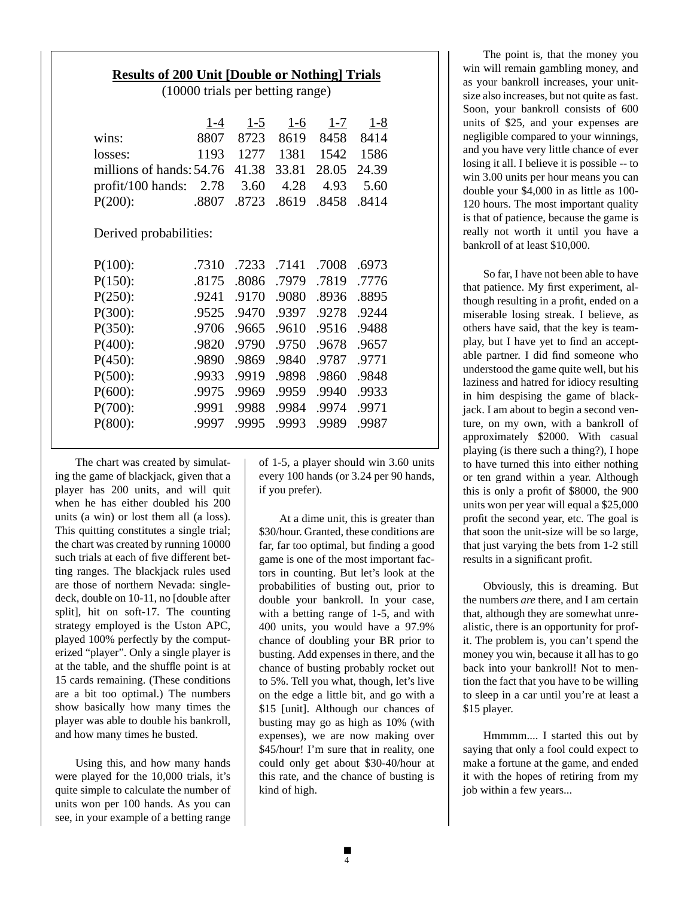**Results of 200 Unit [Double or Nothing] Trials**

(10000 trials per betting range)

| | 1-4 | 1-5 | 1-6 | 1-7 | 1-8 |
|---|---|---|---|---|---|
| wins: | 8807 | 8723 | 8619 | 8458 | 8414 |
| losses: | 1193 | 1277 | 1381 | 1542 | 1586 |
| millions of hands: | 54.76 | 41.38 | 33.81 | 28.05 | 24.39 |
| profit/100 hands: | 2.78 | 3.60 | 4.28 | 4.93 | 5.60 |
| P(200): | .8807 | .8723 | .8619 | .8458 | .8414 |

Derived probabilities:

| | 1-4 | 1-5 | 1-6 | 1-7 | 1-8 |
|---|---|---|---|---|---|
| P(100): | .7310 | .7233 | .7141 | .7008 | .6973 |
| P(150): | .8175 | .8086 | .7979 | .7819 | .7776 |
| P(250): | .9241 | .9170 | .9080 | .8936 | .8895 |
| P(300): | .9525 | .9470 | .9397 | .9278 | .9244 |
| P(350): | .9706 | .9665 | .9610 | .9516 | .9488 |
| P(400): | .9820 | .9790 | .9750 | .9678 | .9657 |
| P(450): | .9890 | .9869 | .9840 | .9787 | .9771 |
| P(500): | .9933 | .9919 | .9898 | .9860 | .9848 |
| P(600): | .9975 | .9969 | .9959 | .9940 | .9933 |
| P(700): | .9991 | .9988 | .9984 | .9974 | .9971 |
| P(800): | .9997 | .9995 | .9993 | .9989 | .9987 |

The chart was created by simulating the game of blackjack, given that a player has 200 units, and will quit when he has either doubled his 200 units (a win) or lost them all (a loss). This quitting constitutes a single trial; the chart was created by running 10000 such trials at each of five different betting ranges. The blackjack rules used are those of northern Nevada: single-deck, double on 10-11, no [double after split], hit on soft-17. The counting strategy employed is the Uston APC, played 100% perfectly by the computerized "player". Only a single player is at the table, and the shuffle point is at 15 cards remaining. (These conditions are a bit too optimal.) The numbers show basically how many times the player was able to double his bankroll, and how many times he busted.

Using this, and how many hands were played for the 10,000 trials, it's quite simple to calculate the number of units won per 100 hands. As you can see, in your example of a betting range of 1-5, a player should win 3.60 units every 100 hands (or 3.24 per 90 hands, if you prefer).

At a dime unit, this is greater than $30/hour. Granted, these conditions are far, far too optimal, but finding a good game is one of the most important factors in counting. But let's look at the probabilities of busting out, prior to double your bankroll. In your case, with a betting range of 1-5, and with 400 units, you would have a 97.9% chance of doubling your BR prior to busting. Add expenses in there, and the chance of busting probably rocket out to 5%. Tell you what, though, let's live on the edge a little bit, and go with a $15 [unit]. Although our chances of busting may go as high as 10% (with expenses), we are now making over $45/hour! I'm sure that in reality, one could only get about $30-40/hour at this rate, and the chance of busting is kind of high.

The point is, that the money you win will remain gambling money, and as your bankroll increases, your unit-size also increases, but not quite as fast. Soon, your bankroll consists of 600 units of $25, and your expenses are negligible compared to your winnings, and you have very little chance of ever losing it all. I believe it is possible -- to win 3.00 units per hour means you can double your $4,000 in as little as 100-120 hours. The most important quality is that of patience, because the game is really not worth it until you have a bankroll of at least $10,000.

So far, I have not been able to have that patience. My first experiment, although resulting in a profit, ended on a miserable losing streak. I believe, as others have said, that the key is teamplay, but I have yet to find an acceptable partner. I did find someone who understood the game quite well, but his laziness and hatred for idiocy resulting in him despising the game of blackjack. I am about to begin a second venture, on my own, with a bankroll of approximately $2000. With casual playing (is there such a thing?), I hope to have turned this into either nothing or ten grand within a year. Although this is only a profit of $8000, the 900 units won per year will equal a $25,000 profit the second year, etc. The goal is that soon the unit-size will be so large, that just varying the bets from 1-2 still results in a significant profit.

Obviously, this is dreaming. But the numbers *are* there, and I am certain that, although they are somewhat unrealistic, there is an opportunity for profit. The problem is, you can't spend the money you win, because it all has to go back into your bankroll! Not to mention the fact that you have to be willing to sleep in a car until you're at least a $15 player.

Hmmmm.... I started this out by saying that only a fool could expect to make a fortune at the game, and ended it with the hopes of retiring from my job within a few years...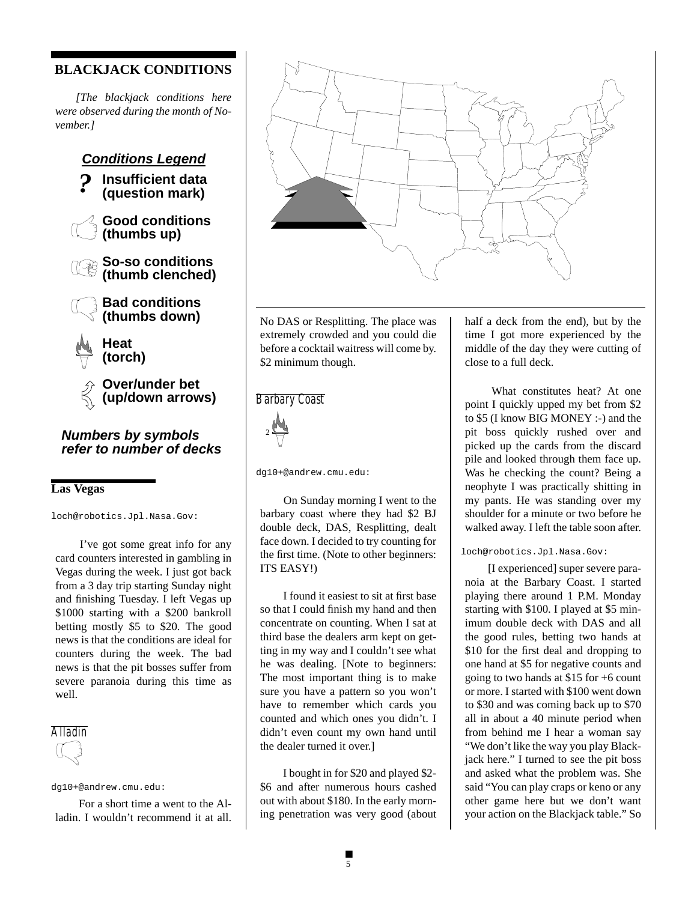## BLACKJACK CONDITIONS

*[The blackjack conditions here were observed during the month of November.]*

***Conditions Legend***

- **Insufficient data (question mark)**
- **Good conditions (thumbs up)**
- **So-so conditions (thumb clenched)**
- **Bad conditions (thumbs down)**
- **Heat (torch)**
- **Over/under bet (up/down arrows)**

***Numbers by symbols refer to number of decks***

### Las Vegas

loch@robotics.Jpl.Nasa.Gov:

I've got some great info for any card counters interested in gambling in Vegas during the week. I just got back from a 3 day trip starting Sunday night and finishing Tuesday. I left Vegas up $1000 starting with a $200 bankroll betting mostly $5 to $20. The good news is that the conditions are ideal for counters during the week. The bad news is that the pit bosses suffer from severe paranoia during this time as well.

#### Alladin

(thumbs down)

dg10+@andrew.cmu.edu:

For a short time a went to the Aladin. I wouldn't recommend it at all. No DAS or Resplitting. The place was extremely crowded and you could die before a cocktail waitress will come by. $2 minimum though.

#### Barbary Coast

(torch) 2

dg10+@andrew.cmu.edu:

On Sunday morning I went to the barbary coast where they had $2 BJ double deck, DAS, Resplitting, dealt face down. I decided to try counting for the first time. (Note to other beginners: ITS EASY!)

I found it easiest to sit at first base so that I could finish my hand and then concentrate on counting. When I sat at third base the dealers arm kept on getting in my way and I couldn't see what he was dealing. [Note to beginners: The most important thing is to make sure you have a pattern so you won't have to remember which cards you counted and which ones you didn't. I didn't even count my own hand until the dealer turned it over.]

I bought in for $20 and played $2-$6 and after numerous hours cashed out with about $180. In the early morning penetration was very good (about half a deck from the end), but by the time I got more experienced by the middle of the day they were cutting of close to a full deck.

What constitutes heat? At one point I quickly upped my bet from $2 to $5 (I know BIG MONEY :-) and the pit boss quickly rushed over and picked up the cards from the discard pile and looked through them face up. Was he checking the count? Being a neophyte I was practically shitting in my pants. He was standing over my shoulder for a minute or two before he walked away. I left the table soon after.

loch@robotics.Jpl.Nasa.Gov:

[I experienced] super severe paranoia at the Barbary Coast. I started playing there around 1 P.M. Monday starting with $100. I played at $5 minimum double deck with DAS and all the good rules, betting two hands at $10 for the first deal and dropping to one hand at $5 for negative counts and going to two hands at $15 for +6 count or more. I started with $100 went down to $30 and was coming back up to $70 all in about a 40 minute period when from behind me I hear a woman say "We don't like the way you play Blackjack here." I turned to see the pit boss and asked what the problem was. She said "You can play craps or keno or any other game here but we don't want your action on the Blackjack table." So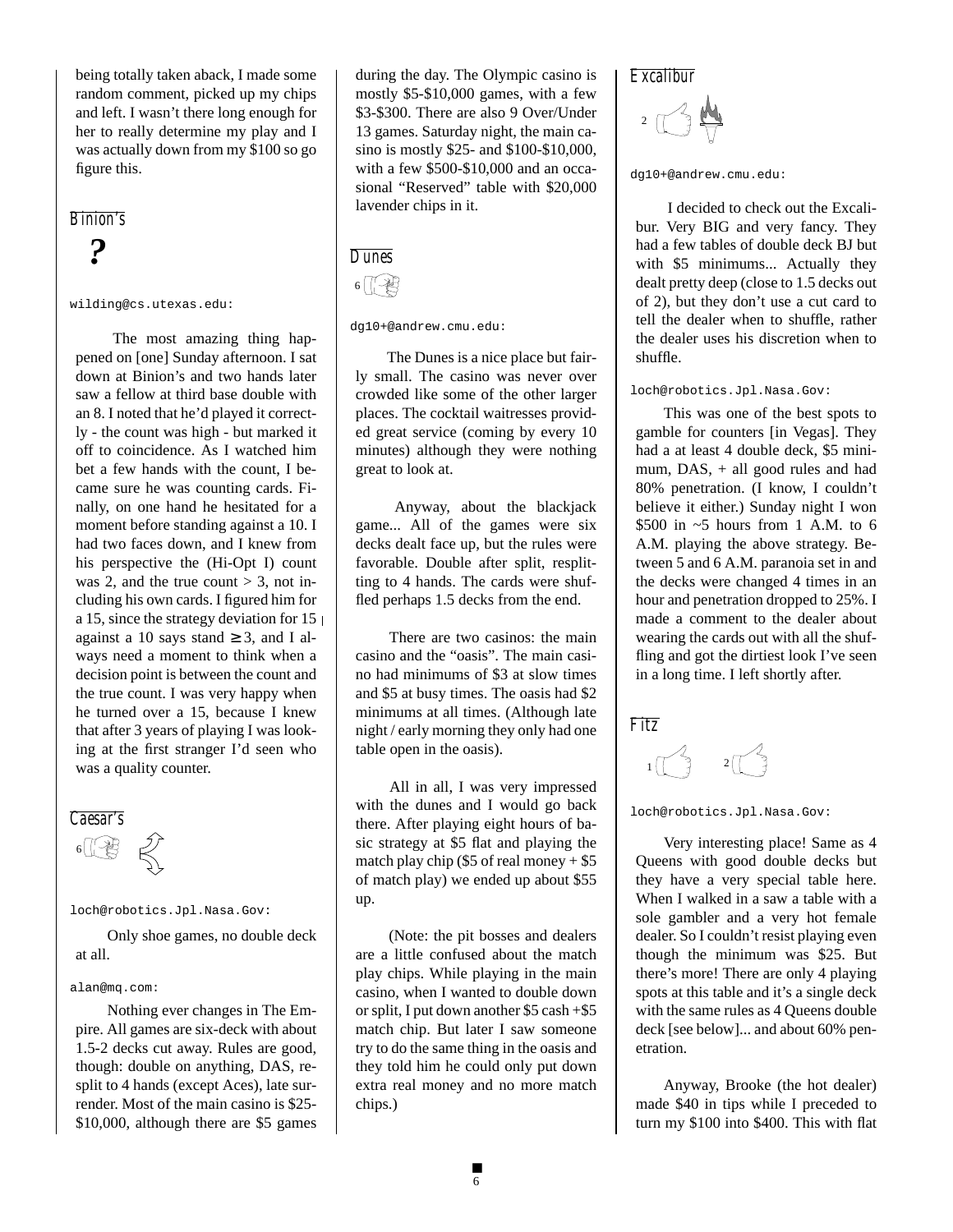being totally taken aback, I made some random comment, picked up my chips and left. I wasn't there long enough for her to really determine my play and I was actually down from my $100 so go figure this.

## Binion's

**?**

wilding@cs.utexas.edu:

The most amazing thing happened on [one] Sunday afternoon. I sat down at Binion's and two hands later saw a fellow at third base double with an 8. I noted that he'd played it correctly - the count was high - but marked it off to coincidence. As I watched him bet a few hands with the count, I became sure he was counting cards. Finally, on one hand he hesitated for a moment before standing against a 10. I had two faces down, and I knew from his perspective the (Hi-Opt I) count was 2, and the true count $> 3$, not including his own cards. I figured him for a 15, since the strategy deviation for 15 against a 10 says stand $\geq 3$, and I always need a moment to think when a decision point is between the count and the true count. I was very happy when he turned over a 15, because I knew that after 3 years of playing I was looking at the first stranger I'd seen who was a quality counter.

## Caesar's

6

loch@robotics.Jpl.Nasa.Gov:

Only shoe games, no double deck at all.

alan@mq.com:

Nothing ever changes in The Empire. All games are six-deck with about 1.5-2 decks cut away. Rules are good, though: double on anything, DAS, resplit to 4 hands (except Aces), late surrender. Most of the main casino is $25-$10,000, although there are $5 games during the day. The Olympic casino is mostly $5-$10,000 games, with a few $3-$300. There are also 9 Over/Under 13 games. Saturday night, the main casino is mostly $25- and $100-$10,000, with a few $500-$10,000 and an occasional "Reserved" table with $20,000 lavender chips in it.

## Dunes

6

dg10+@andrew.cmu.edu:

The Dunes is a nice place but fairly small. The casino was never over crowded like some of the other larger places. The cocktail waitresses provided great service (coming by every 10 minutes) although they were nothing great to look at.

Anyway, about the blackjack game... All of the games were six decks dealt face up, but the rules were favorable. Double after split, resplitting to 4 hands. The cards were shuffled perhaps 1.5 decks from the end.

There are two casinos: the main casino and the "oasis". The main casino had minimums of $3 at slow times and $5 at busy times. The oasis had $2 minimums at all times. (Although late night / early morning they only had one table open in the oasis).

All in all, I was very impressed with the dunes and I would go back there. After playing eight hours of basic strategy at $5 flat and playing the match play chip ($5 of real money + $5 of match play) we ended up about $55 up.

(Note: the pit bosses and dealers are a little confused about the match play chips. While playing in the main casino, when I wanted to double down or split, I put down another $5 cash +$5 match chip. But later I saw someone try to do the same thing in the oasis and they told him he could only put down extra real money and no more match chips.)

## Excalibur

2

dg10+@andrew.cmu.edu:

I decided to check out the Excalibur. Very BIG and very fancy. They had a few tables of double deck BJ but with $5 minimums... Actually they dealt pretty deep (close to 1.5 decks out of 2), but they don't use a cut card to tell the dealer when to shuffle, rather the dealer uses his discretion when to shuffle.

loch@robotics.Jpl.Nasa.Gov:

This was one of the best spots to gamble for counters [in Vegas]. They had a at least 4 double deck, $5 minimum, DAS, + all good rules and had 80% penetration. (I know, I couldn't believe it either.) Sunday night I won $500 in ~5 hours from 1 A.M. to 6 A.M. playing the above strategy. Between 5 and 6 A.M. paranoia set in and the decks were changed 4 times in an hour and penetration dropped to 25%. I made a comment to the dealer about wearing the cards out with all the shuffling and got the dirtiest look I've seen in a long time. I left shortly after.

## Fitz

1 2

loch@robotics.Jpl.Nasa.Gov:

Very interesting place! Same as 4 Queens with good double decks but they have a very special table here. When I walked in a saw a table with a sole gambler and a very hot female dealer. So I couldn't resist playing even though the minimum was $25. But there's more! There are only 4 playing spots at this table and it's a single deck with the same rules as 4 Queens double deck [see below]... and about 60% penetration.

Anyway, Brooke (the hot dealer) made $40 in tips while I preceded to turn my $100 into $400. This with flat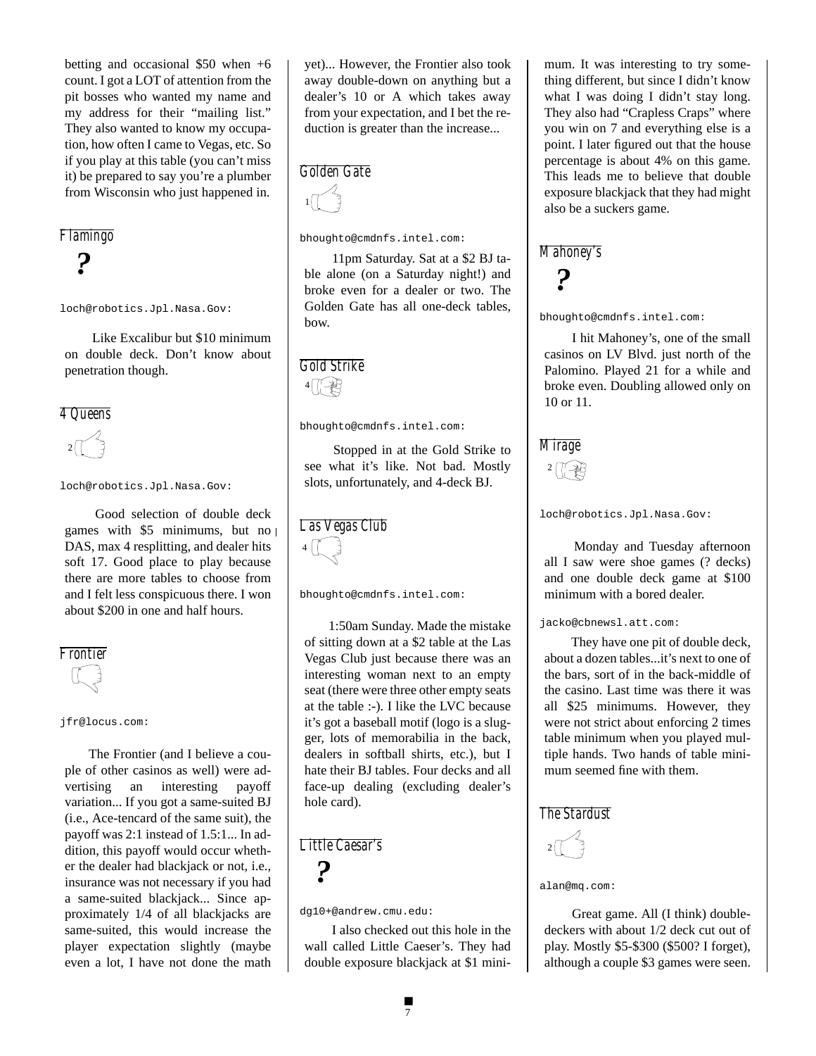betting and occasional $50 when +6 count. I got a LOT of attention from the pit bosses who wanted my name and my address for their "mailing list." They also wanted to know my occupation, how often I came to Vegas, etc. So if you play at this table (you can't miss it) be prepared to say you're a plumber from Wisconsin who just happened in.

## Flamingo

**?**

loch@robotics.Jpl.Nasa.Gov:

Like Excalibur but $10 minimum on double deck. Don't know about penetration though.

## 4 Queens

2

loch@robotics.Jpl.Nasa.Gov:

Good selection of double deck games with $5 minimums, but no DAS, max 4 resplitting, and dealer hits soft 17. Good place to play because there are more tables to choose from and I felt less conspicuous there. I won about $200 in one and half hours.

## Frontier

jfr@locus.com:

The Frontier (and I believe a couple of other casinos as well) were advertising an interesting payoff variation... If you got a same-suited BJ (i.e., Ace-tencard of the same suit), the payoff was 2:1 instead of 1.5:1... In addition, this payoff would occur whether the dealer had blackjack or not, i.e., insurance was not necessary if you had a same-suited blackjack... Since approximately 1/4 of all blackjacks are same-suited, this would increase the player expectation slightly (maybe even a lot, I have not done the math yet)... However, the Frontier also took away double-down on anything but a dealer's 10 or A which takes away from your expectation, and I bet the reduction is greater than the increase...

## Golden Gate

1

bhoughto@cmdnfs.intel.com:

11pm Saturday. Sat at a $2 BJ table alone (on a Saturday night!) and broke even for a dealer or two. The Golden Gate has all one-deck tables, bow.

## Gold Strike

4

bhoughto@cmdnfs.intel.com:

Stopped in at the Gold Strike to see what it's like. Not bad. Mostly slots, unfortunately, and 4-deck BJ.

## Las Vegas Club

4

bhoughto@cmdnfs.intel.com:

1:50am Sunday. Made the mistake of sitting down at a $2 table at the Las Vegas Club just because there was an interesting woman next to an empty seat (there were three other empty seats at the table :-). I like the LVC because it's got a baseball motif (logo is a slugger, lots of memorabilia in the back, dealers in softball shirts, etc.), but I hate their BJ tables. Four decks and all face-up dealing (excluding dealer's hole card).

## Little Caesar's

**?**

dg10+@andrew.cmu.edu:

I also checked out this hole in the wall called Little Caeser's. They had double exposure blackjack at $1 minimum. It was interesting to try something different, but since I didn't know what I was doing I didn't stay long. They also had "Crapless Craps" where you win on 7 and everything else is a point. I later figured out that the house percentage is about 4% on this game. This leads me to believe that double exposure blackjack that they had might also be a suckers game.

## Mahoney's

**?**

bhoughto@cmdnfs.intel.com:

I hit Mahoney's, one of the small casinos on LV Blvd. just north of the Palomino. Played 21 for a while and broke even. Doubling allowed only on 10 or 11.

## Mirage

2

loch@robotics.Jpl.Nasa.Gov:

Monday and Tuesday afternoon all I saw were shoe games (? decks) and one double deck game at $100 minimum with a bored dealer.

jacko@cbnewsl.att.com:

They have one pit of double deck, about a dozen tables...it's next to one of the bars, sort of in the back-middle of the casino. Last time was there it was all $25 minimums. However, they were not strict about enforcing 2 times table minimum when you played multiple hands. Two hands of table minimum seemed fine with them.

## The Stardust

2

alan@mq.com:

Great game. All (I think) double-deckers with about 1/2 deck cut out of play. Mostly $5-$300 ($500? I forget), although a couple $3 games were seen.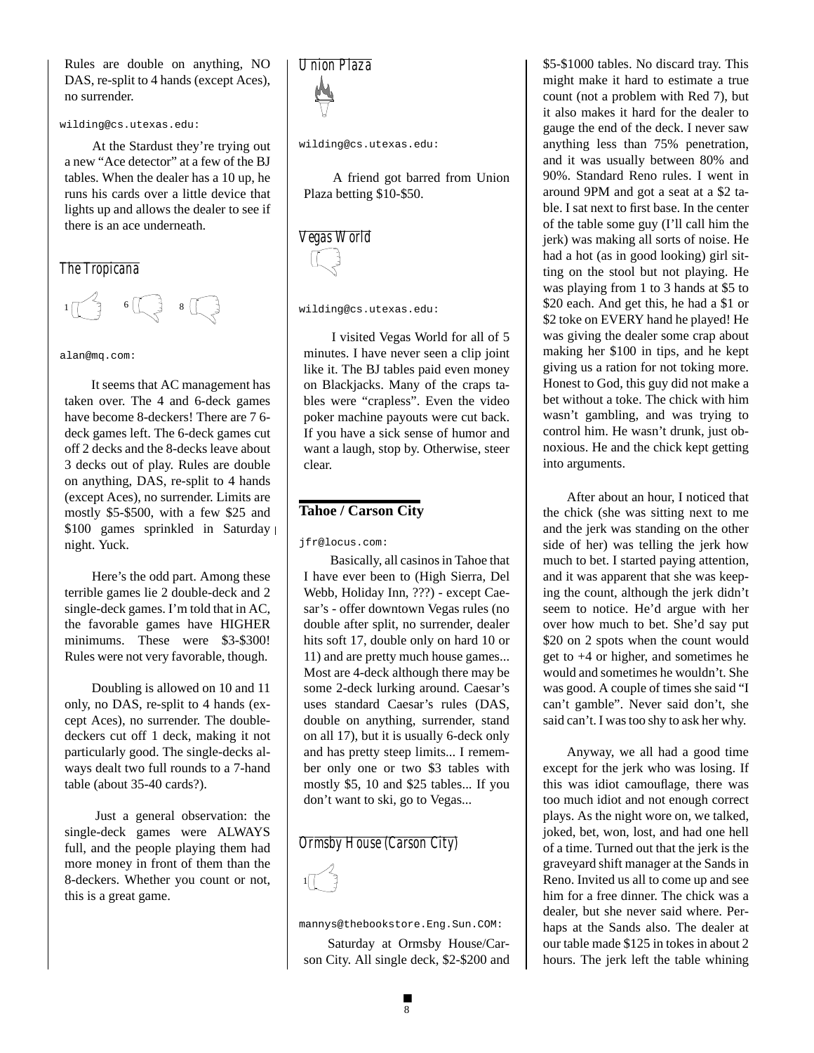Rules are double on anything, NO DAS, re-split to 4 hands (except Aces), no surrender.

wilding@cs.utexas.edu:

At the Stardust they're trying out a new "Ace detector" at a few of the BJ tables. When the dealer has a 10 up, he runs his cards over a little device that lights up and allows the dealer to see if there is an ace underneath.

### The Tropicana

1 6 8

alan@mq.com:

It seems that AC management has taken over. The 4 and 6-deck games have become 8-deckers! There are 7 6-deck games left. The 6-deck games cut off 2 decks and the 8-decks leave about 3 decks out of play. Rules are double on anything, DAS, re-split to 4 hands (except Aces), no surrender. Limits are mostly $5-$500, with a few $25 and $100 games sprinkled in Saturday night. Yuck.

Here's the odd part. Among these terrible games lie 2 double-deck and 2 single-deck games. I'm told that in AC, the favorable games have HIGHER minimums. These were $3-$300! Rules were not very favorable, though.

Doubling is allowed on 10 and 11 only, no DAS, re-split to 4 hands (except Aces), no surrender. The double-deckers cut off 1 deck, making it not particularly good. The single-decks always dealt two full rounds to a 7-hand table (about 35-40 cards?).

Just a general observation: the single-deck games were ALWAYS full, and the people playing them had more money in front of them than the 8-deckers. Whether you count or not, this is a great game.

### Union Plaza

wilding@cs.utexas.edu:

A friend got barred from Union Plaza betting $10-$50.

### Vegas World

wilding@cs.utexas.edu:

I visited Vegas World for all of 5 minutes. I have never seen a clip joint like it. The BJ tables paid even money on Blackjacks. Many of the craps tables were "crapless". Even the video poker machine payouts were cut back. If you have a sick sense of humor and want a laugh, stop by. Otherwise, steer clear.

## Tahoe / Carson City

jfr@locus.com:

Basically, all casinos in Tahoe that I have ever been to (High Sierra, Del Webb, Holiday Inn, ???) - except Caesar's - offer downtown Vegas rules (no double after split, no surrender, dealer hits soft 17, double only on hard 10 or 11) and are pretty much house games... Most are 4-deck although there may be some 2-deck lurking around. Caesar's uses standard Caesar's rules (DAS, double on anything, surrender, stand on all 17), but it is usually 6-deck only and has pretty steep limits... I remember only one or two $3 tables with mostly $5, 10 and $25 tables... If you don't want to ski, go to Vegas...

### Ormsby House (Carson City)

1

mannys@thebookstore.Eng.Sun.COM:

Saturday at Ormsby House/Carson City. All single deck, $2-$200 and $5-$1000 tables. No discard tray. This might make it hard to estimate a true count (not a problem with Red 7), but it also makes it hard for the dealer to gauge the end of the deck. I never saw anything less than 75% penetration, and it was usually between 80% and 90%. Standard Reno rules. I went in around 9PM and got a seat at a $2 table. I sat next to first base. In the center of the table some guy (I'll call him the jerk) was making all sorts of noise. He had a hot (as in good looking) girl sitting on the stool but not playing. He was playing from 1 to 3 hands at $5 to $20 each. And get this, he had a $1 or $2 toke on EVERY hand he played! He was giving the dealer some crap about making her $100 in tips, and he kept giving us a ration for not toking more. Honest to God, this guy did not make a bet without a toke. The chick with him wasn't gambling, and was trying to control him. He wasn't drunk, just obnoxious. He and the chick kept getting into arguments.

After about an hour, I noticed that the chick (she was sitting next to me and the jerk was standing on the other side of her) was telling the jerk how much to bet. I started paying attention, and it was apparent that she was keeping the count, although the jerk didn't seem to notice. He'd argue with her over how much to bet. She'd say put $20 on 2 spots when the count would get to +4 or higher, and sometimes he would and sometimes he wouldn't. She was good. A couple of times she said "I can't gamble". Never said don't, she said can't. I was too shy to ask her why.

Anyway, we all had a good time except for the jerk who was losing. If this was idiot camouflage, there was too much idiot and not enough correct plays. As the night wore on, we talked, joked, bet, won, lost, and had one hell of a time. Turned out that the jerk is the graveyard shift manager at the Sands in Reno. Invited us all to come up and see him for a free dinner. The chick was a dealer, but she never said where. Perhaps at the Sands also. The dealer at our table made $125 in tokes in about 2 hours. The jerk left the table whining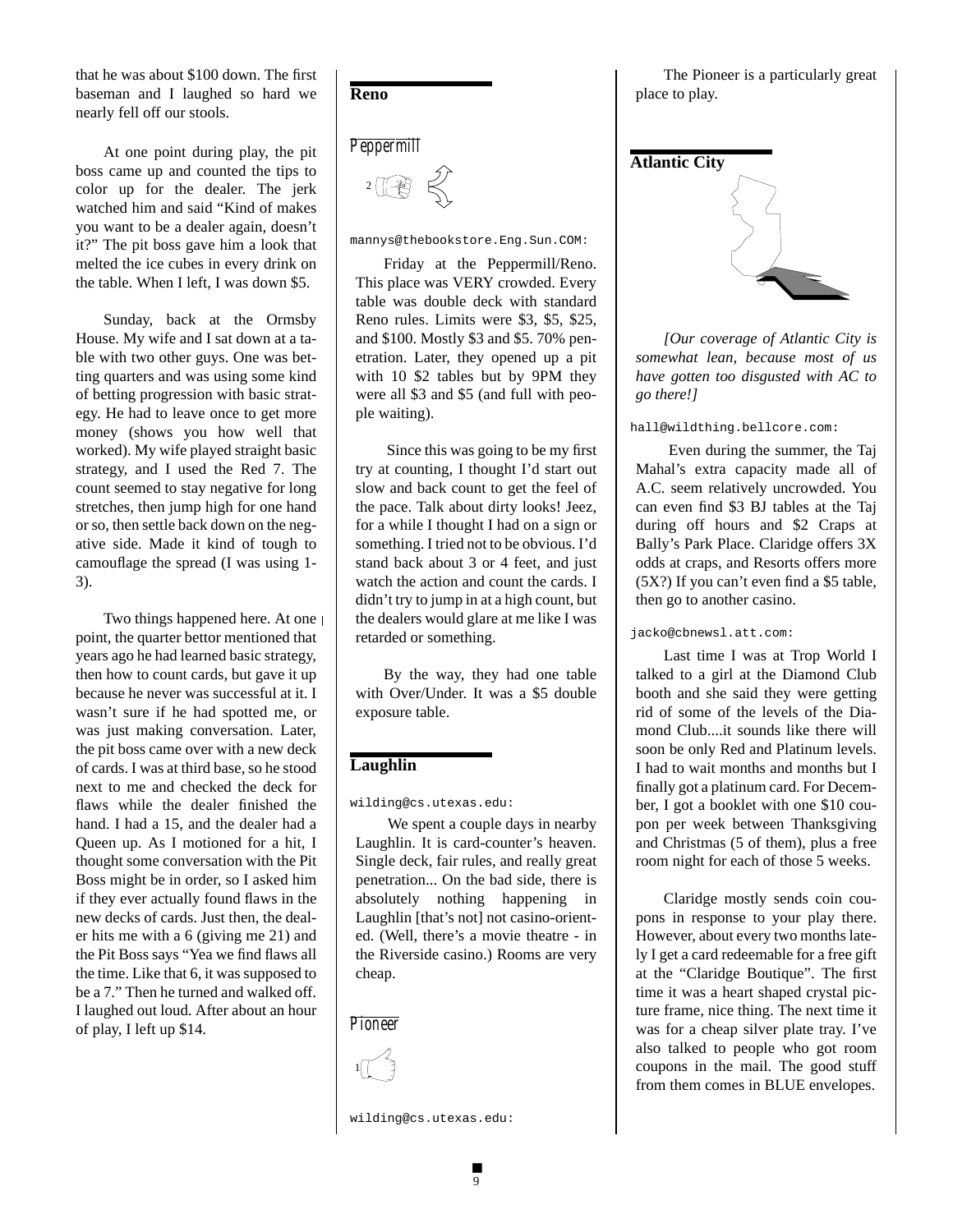that he was about $100 down. The first baseman and I laughed so hard we nearly fell off our stools.

At one point during play, the pit boss came up and counted the tips to color up for the dealer. The jerk watched him and said "Kind of makes you want to be a dealer again, doesn't it?" The pit boss gave him a look that melted the ice cubes in every drink on the table. When I left, I was down $5.

Sunday, back at the Ormsby House. My wife and I sat down at a table with two other guys. One was betting quarters and was using some kind of betting progression with basic strategy. He had to leave once to get more money (shows you how well that worked). My wife played straight basic strategy, and I used the Red 7. The count seemed to stay negative for long stretches, then jump high for one hand or so, then settle back down on the negative side. Made it kind of tough to camouflage the spread (I was using 1-3).

Two things happened here. At one point, the quarter bettor mentioned that years ago he had learned basic strategy, then how to count cards, but gave it up because he never was successful at it. I wasn't sure if he had spotted me, or was just making conversation. Later, the pit boss came over with a new deck of cards. I was at third base, so he stood next to me and checked the deck for flaws while the dealer finished the hand. I had a 15, and the dealer had a Queen up. As I motioned for a hit, I thought some conversation with the Pit Boss might be in order, so I asked him if they ever actually found flaws in the new decks of cards. Just then, the dealer hits me with a 6 (giving me 21) and the Pit Boss says "Yea we find flaws all the time. Like that 6, it was supposed to be a 7." Then he turned and walked off. I laughed out loud. After about an hour of play, I left up $14.

## Reno

### Peppermill

2

mannys@thebookstore.Eng.Sun.COM:

Friday at the Peppermill/Reno. This place was VERY crowded. Every table was double deck with standard Reno rules. Limits were $3, $5, $25, and $100. Mostly $3 and $5. 70% penetration. Later, they opened up a pit with 10 $2 tables but by 9PM they were all $3 and $5 (and full with people waiting).

Since this was going to be my first try at counting, I thought I'd start out slow and back count to get the feel of the pace. Talk about dirty looks! Jeez, for a while I thought I had on a sign or something. I tried not to be obvious. I'd stand back about 3 or 4 feet, and just watch the action and count the cards. I didn't try to jump in at a high count, but the dealers would glare at me like I was retarded or something.

By the way, they had one table with Over/Under. It was a $5 double exposure table.

## Laughlin

wilding@cs.utexas.edu:

We spent a couple days in nearby Laughlin. It is card-counter's heaven. Single deck, fair rules, and really great penetration... On the bad side, there is absolutely nothing happening in Laughlin [that's not] not casino-oriented. (Well, there's a movie theatre - in the Riverside casino.) Rooms are very cheap.

### Pioneer

1

wilding@cs.utexas.edu:

The Pioneer is a particularly great place to play.

## Atlantic City

*[Our coverage of Atlantic City is somewhat lean, because most of us have gotten too disgusted with AC to go there!]*

hall@wildthing.bellcore.com:

Even during the summer, the Taj Mahal's extra capacity made all of A.C. seem relatively uncrowded. You can even find $3 BJ tables at the Taj during off hours and $2 Craps at Bally's Park Place. Claridge offers 3X odds at craps, and Resorts offers more (5X?) If you can't even find a $5 table, then go to another casino.

jacko@cbnewsl.att.com:

Last time I was at Trop World I talked to a girl at the Diamond Club booth and she said they were getting rid of some of the levels of the Diamond Club....it sounds like there will soon be only Red and Platinum levels. I had to wait months and months but I finally got a platinum card. For December, I got a booklet with one $10 coupon per week between Thanksgiving and Christmas (5 of them), plus a free room night for each of those 5 weeks.

Claridge mostly sends coin coupons in response to your play there. However, about every two months lately I get a card redeemable for a free gift at the "Claridge Boutique". The first time it was a heart shaped crystal picture frame, nice thing. The next time it was for a cheap silver plate tray. I've also talked to people who got room coupons in the mail. The good stuff from them comes in BLUE envelopes.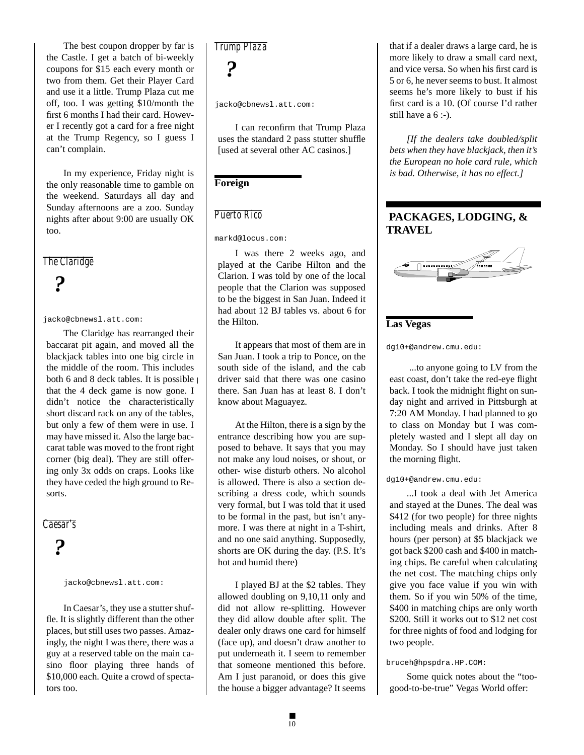The best coupon dropper by far is the Castle. I get a batch of bi-weekly coupons for $15 each every month or two from them. Get their Player Card and use it a little. Trump Plaza cut me off, too. I was getting $10/month the first 6 months I had their card. However I recently got a card for a free night at the Trump Regency, so I guess I can't complain.

In my experience, Friday night is the only reasonable time to gamble on the weekend. Saturdays all day and Sunday afternoons are a zoo. Sunday nights after about 9:00 are usually OK too.

### The Claridge

**?**

jacko@cbnewsl.att.com:

The Claridge has rearranged their baccarat pit again, and moved all the blackjack tables into one big circle in the middle of the room. This includes both 6 and 8 deck tables. It is possible that the 4 deck game is now gone. I didn't notice the characteristically short discard rack on any of the tables, but only a few of them were in use. I may have missed it. Also the large baccarat table was moved to the front right corner (big deal). They are still offering only 3x odds on craps. Looks like they have ceded the high ground to Resorts.

### Caesar's

**?**

jacko@cbnewsl.att.com:

In Caesar's, they use a stutter shuffle. It is slightly different than the other places, but still uses two passes. Amazingly, the night I was there, there was a guy at a reserved table on the main casino floor playing three hands of $10,000 each. Quite a crowd of spectators too.

### Trump Plaza

**?**

jacko@cbnewsl.att.com:

I can reconfirm that Trump Plaza uses the standard 2 pass stutter shuffle [used at several other AC casinos.]

## Foreign

### Puerto Rico

markd@locus.com:

I was there 2 weeks ago, and played at the Caribe Hilton and the Clarion. I was told by one of the local people that the Clarion was supposed to be the biggest in San Juan. Indeed it had about 12 BJ tables vs. about 6 for the Hilton.

It appears that most of them are in San Juan. I took a trip to Ponce, on the south side of the island, and the cab driver said that there was one casino there. San Juan has at least 8. I don't know about Maguayez.

At the Hilton, there is a sign by the entrance describing how you are supposed to behave. It says that you may not make any loud noises, or shout, or other- wise disturb others. No alcohol is allowed. There is also a section describing a dress code, which sounds very formal, but I was told that it used to be formal in the past, but isn't anymore. I was there at night in a T-shirt, and no one said anything. Supposedly, shorts are OK during the day. (P.S. It's hot and humid there)

I played BJ at the $2 tables. They allowed doubling on 9,10,11 only and did not allow re-splitting. However they did allow double after split. The dealer only draws one card for himself (face up), and doesn't draw another to put underneath it. I seem to remember that someone mentioned this before. Am I just paranoid, or does this give the house a bigger advantage? It seems that if a dealer draws a large card, he is more likely to draw a small card next, and vice versa. So when his first card is 5 or 6, he never seems to bust. It almost seems he's more likely to bust if his first card is a 10. (Of course I'd rather still have a 6 :-).

*[If the dealers take doubled/split bets when they have blackjack, then it's the European no hole card rule, which is bad. Otherwise, it has no effect.]*

# PACKAGES, LODGING, & TRAVEL

## Las Vegas

dg10+@andrew.cmu.edu:

...to anyone going to LV from the east coast, don't take the red-eye flight back. I took the midnight flight on sunday night and arrived in Pittsburgh at 7:20 AM Monday. I had planned to go to class on Monday but I was completely wasted and I slept all day on Monday. So I should have just taken the morning flight.

dg10+@andrew.cmu.edu:

...I took a deal with Jet America and stayed at the Dunes. The deal was $412 (for two people) for three nights including meals and drinks. After 8 hours (per person) at $5 blackjack we got back $200 cash and $400 in matching chips. Be careful when calculating the net cost. The matching chips only give you face value if you win with them. So if you win 50% of the time, $400 in matching chips are only worth $200. Still it works out to $12 net cost for three nights of food and lodging for two people.

bruceh@hpspdra.HP.COM:

Some quick notes about the "too-good-to-be-true" Vegas World offer: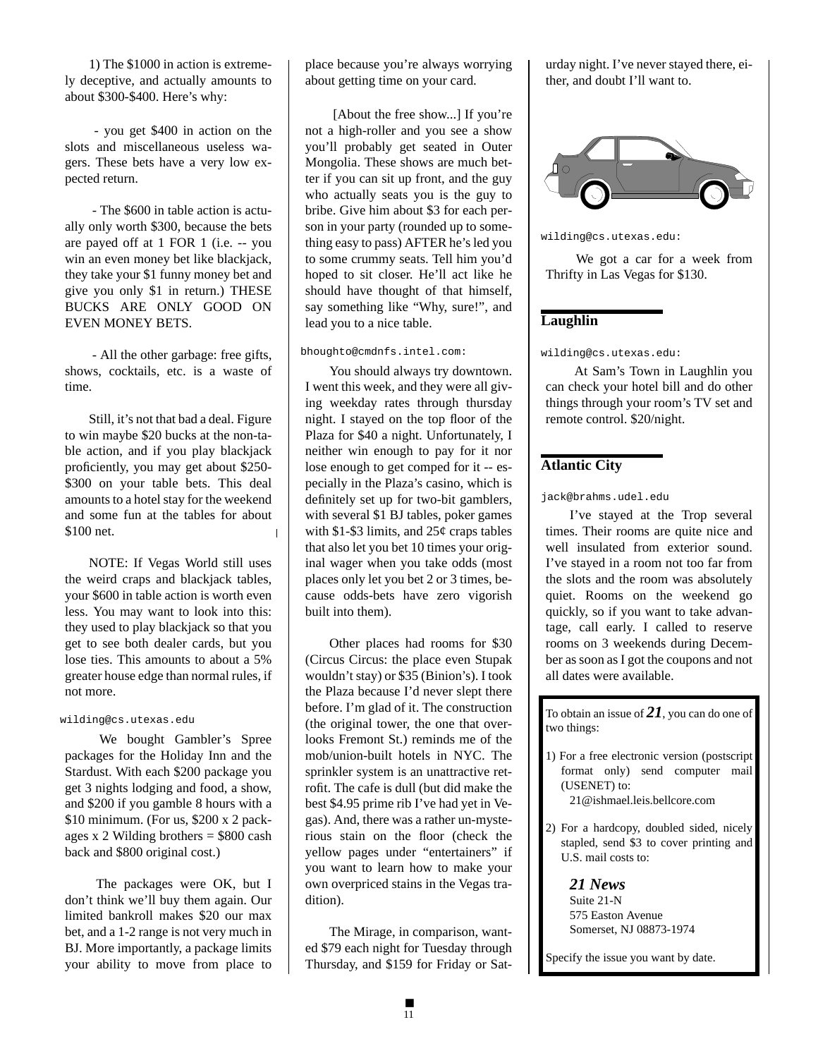1) The $1000 in action is extremely deceptive, and actually amounts to about $300-$400. Here's why:

- you get $400 in action on the slots and miscellaneous useless wagers. These bets have a very low expected return.

- The $600 in table action is actually only worth $300, because the bets are payed off at 1 FOR 1 (i.e. -- you win an even money bet like blackjack, they take your $1 funny money bet and give you only $1 in return.) THESE BUCKS ARE ONLY GOOD ON EVEN MONEY BETS.

- All the other garbage: free gifts, shows, cocktails, etc. is a waste of time.

Still, it's not that bad a deal. Figure to win maybe $20 bucks at the non-table action, and if you play blackjack proficiently, you may get about $250-$300 on your table bets. This deal amounts to a hotel stay for the weekend and some fun at the tables for about $100 net.

NOTE: If Vegas World still uses the weird craps and blackjack tables, your $600 in table action is worth even less. You may want to look into this: they used to play blackjack so that you get to see both dealer cards, but you lose ties. This amounts to about a 5% greater house edge than normal rules, if not more.

`wilding@cs.utexas.edu`

We bought Gambler's Spree packages for the Holiday Inn and the Stardust. With each $200 package you get 3 nights lodging and food, a show, and $200 if you gamble 8 hours with a $10 minimum. (For us, $200 x 2 packages x 2 Wilding brothers = $800 cash back and $800 original cost.)

The packages were OK, but I don't think we'll buy them again. Our limited bankroll makes $20 our max bet, and a 1-2 range is not very much in BJ. More importantly, a package limits your ability to move from place to place because you're always worrying about getting time on your card.

[About the free show...] If you're not a high-roller and you see a show you'll probably get seated in Outer Mongolia. These shows are much better if you can sit up front, and the guy who actually seats you is the guy to bribe. Give him about $3 for each person in your party (rounded up to something easy to pass) AFTER he's led you to some crummy seats. Tell him you'd hoped to sit closer. He'll act like he should have thought of that himself, say something like "Why, sure!", and lead you to a nice table.

`bhoughto@cmdnfs.intel.com:`

You should always try downtown. I went this week, and they were all giving weekday rates through thursday night. I stayed on the top floor of the Plaza for $40 a night. Unfortunately, I neither win enough to pay for it nor lose enough to get comped for it -- especially in the Plaza's casino, which is definitely set up for two-bit gamblers, with several $1 BJ tables, poker games with $1-$3 limits, and 25¢ craps tables that also let you bet 10 times your original wager when you take odds (most places only let you bet 2 or 3 times, because odds-bets have zero vigorish built into them).

Other places had rooms for $30 (Circus Circus: the place even Stupak wouldn't stay) or $35 (Binion's). I took the Plaza because I'd never slept there before. I'm glad of it. The construction (the original tower, the one that overlooks Fremont St.) reminds me of the mob/union-built hotels in NYC. The sprinkler system is an unattractive retrofit. The cafe is dull (but did make the best $4.95 prime rib I've had yet in Vegas). And, there was a rather un-mysterious stain on the floor (check the yellow pages under "entertainers" if you want to learn how to make your own overpriced stains in the Vegas tradition).

The Mirage, in comparison, wanted $79 each night for Tuesday through Thursday, and $159 for Friday or Saturday night. I've never stayed there, either, and doubt I'll want to.

`wilding@cs.utexas.edu:`

We got a car for a week from Thrifty in Las Vegas for $130.

## Laughlin

`wilding@cs.utexas.edu:`

At Sam's Town in Laughlin you can check your hotel bill and do other things through your room's TV set and remote control. $20/night.

## Atlantic City

`jack@brahms.udel.edu`

I've stayed at the Trop several times. Their rooms are quite nice and well insulated from exterior sound. I've stayed in a room not too far from the slots and the room was absolutely quiet. Rooms on the weekend go quickly, so if you want to take advantage, call early. I called to reserve rooms on 3 weekends during December as soon as I got the coupons and not all dates were available.

---

To obtain an issue of ***21***, you can do one of two things:

1) For a free electronic version (postscript format only) send computer mail (USENET) to:
   21@ishmael.leis.bellcore.com

2) For a hardcopy, doubled sided, nicely stapled, send $3 to cover printing and U.S. mail costs to:

   ***21 News***
   Suite 21-N
   575 Easton Avenue
   Somerset, NJ 08873-1974

Specify the issue you want by date.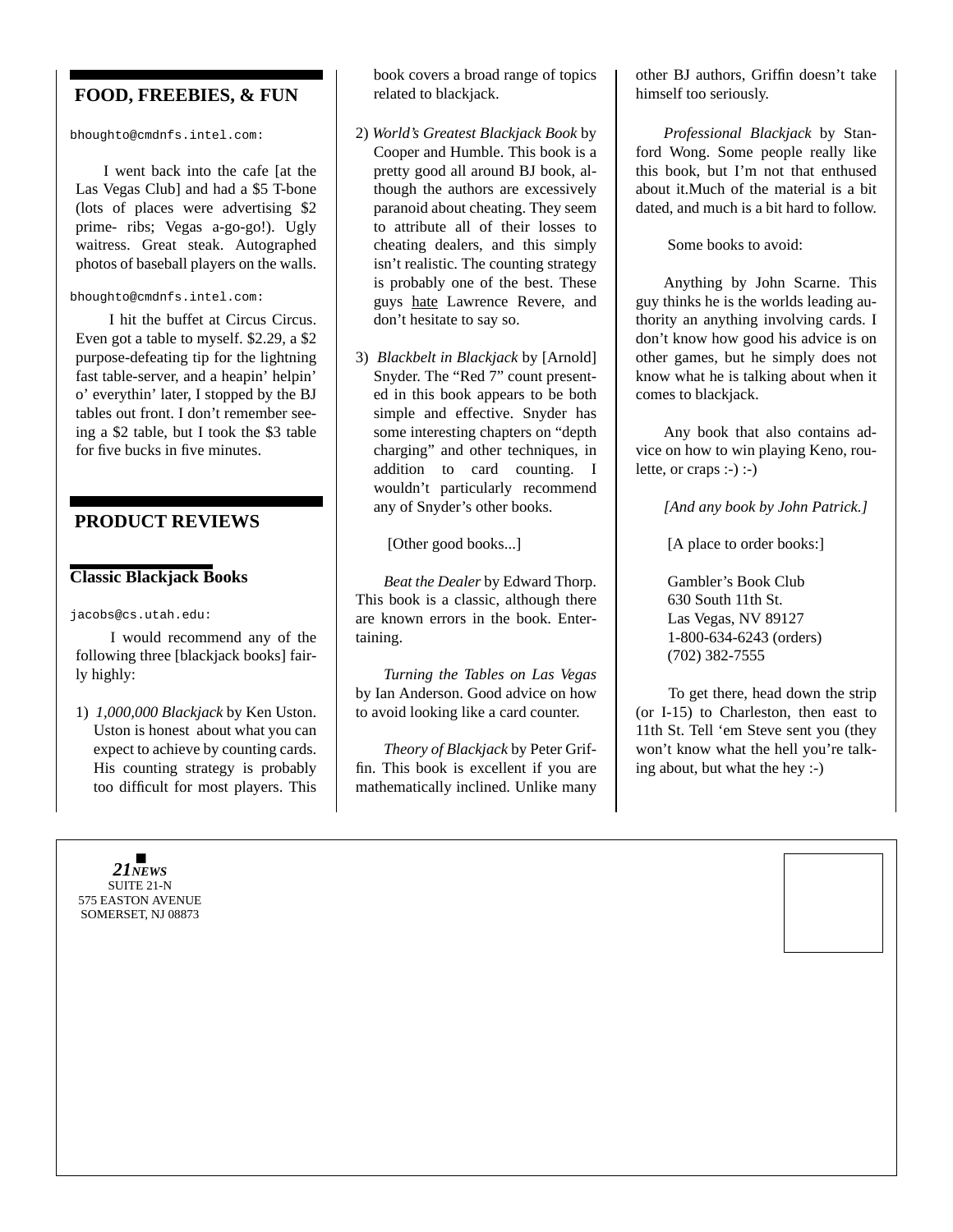## FOOD, FREEBIES, & FUN

bhoughto@cmdnfs.intel.com:

I went back into the cafe [at the Las Vegas Club] and had a $5 T-bone (lots of places were advertising $2 prime- ribs; Vegas a-go-go!). Ugly waitress. Great steak. Autographed photos of baseball players on the walls.

bhoughto@cmdnfs.intel.com:

I hit the buffet at Circus Circus. Even got a table to myself. $2.29, a $2 purpose-defeating tip for the lightning fast table-server, and a heapin' helpin' o' everythin' later, I stopped by the BJ tables out front. I don't remember seeing a $2 table, but I took the $3 table for five bucks in five minutes.

## PRODUCT REVIEWS

### Classic Blackjack Books

jacobs@cs.utah.edu:

I would recommend any of the following three [blackjack books] fairly highly:

1) *1,000,000 Blackjack* by Ken Uston. Uston is honest about what you can expect to achieve by counting cards. His counting strategy is probably too difficult for most players. This book covers a broad range of topics related to blackjack.

2) *World's Greatest Blackjack Book* by Cooper and Humble. This book is a pretty good all around BJ book, although the authors are excessively paranoid about cheating. They seem to attribute all of their losses to cheating dealers, and this simply isn't realistic. The counting strategy is probably one of the best. These guys hate Lawrence Revere, and don't hesitate to say so.

3) *Blackbelt in Blackjack* by [Arnold] Snyder. The "Red 7" count presented in this book appears to be both simple and effective. Snyder has some interesting chapters on "depth charging" and other techniques, in addition to card counting. I wouldn't particularly recommend any of Snyder's other books.

[Other good books...]

*Beat the Dealer* by Edward Thorp. This book is a classic, although there are known errors in the book. Entertaining.

*Turning the Tables on Las Vegas* by Ian Anderson. Good advice on how to avoid looking like a card counter.

*Theory of Blackjack* by Peter Griffin. This book is excellent if you are mathematically inclined. Unlike many other BJ authors, Griffin doesn't take himself too seriously.

*Professional Blackjack* by Stanford Wong. Some people really like this book, but I'm not that enthused about it.Much of the material is a bit dated, and much is a bit hard to follow.

Some books to avoid:

Anything by John Scarne. This guy thinks he is the worlds leading authority an anything involving cards. I don't know how good his advice is on other games, but he simply does not know what he is talking about when it comes to blackjack.

Any book that also contains advice on how to win playing Keno, roulette, or craps :-) :-)

*[And any book by John Patrick.]*

[A place to order books:]

Gambler's Book Club
630 South 11th St.
Las Vegas, NV 89127
1-800-634-6243 (orders)
(702) 382-7555

To get there, head down the strip (or I-15) to Charleston, then east to 11th St. Tell 'em Steve sent you (they won't know what the hell you're talking about, but what the hey :-)

**21*NEWS***
SUITE 21-N
575 EASTON AVENUE
SOMERSET, NJ 08873